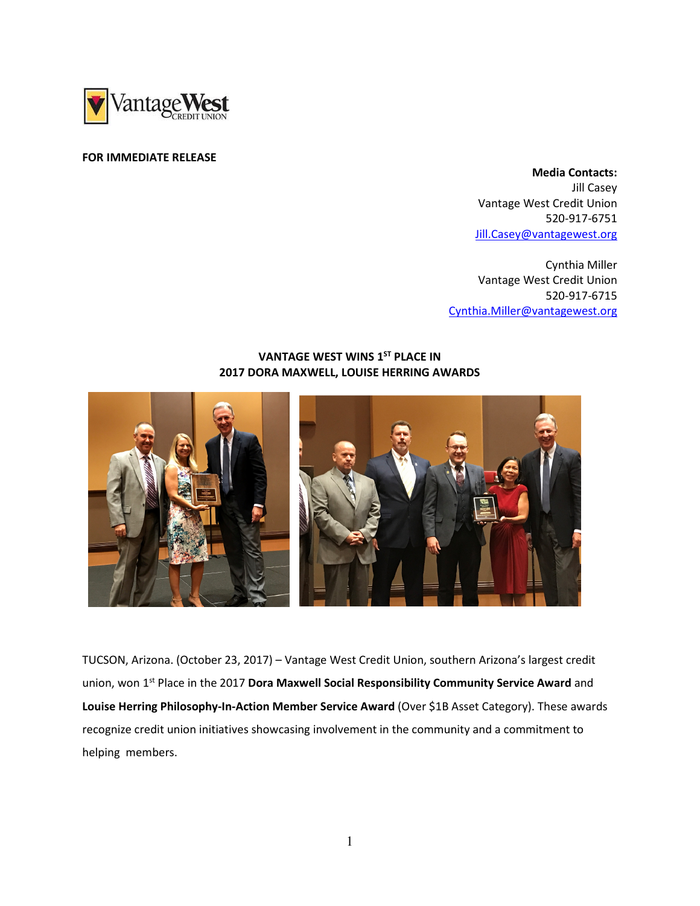**FOR IMMEDIATE RELEASE**

**Media Contacts:**
Jill Casey
Vantage West Credit Union
520-917-6751
Jill.Casey@vantagewest.org

Cynthia Miller
Vantage West Credit Union
520-917-6715
Cynthia.Miller@vantagewest.org

## VANTAGE WEST WINS 1ST PLACE IN 2017 DORA MAXWELL, LOUISE HERRING AWARDS

TUCSON, Arizona. (October 23, 2017) – Vantage West Credit Union, southern Arizona's largest credit union, won 1st Place in the 2017 **Dora Maxwell Social Responsibility Community Service Award** and **Louise Herring Philosophy-In-Action Member Service Award** (Over $1B Asset Category). These awards recognize credit union initiatives showcasing involvement in the community and a commitment to helping members.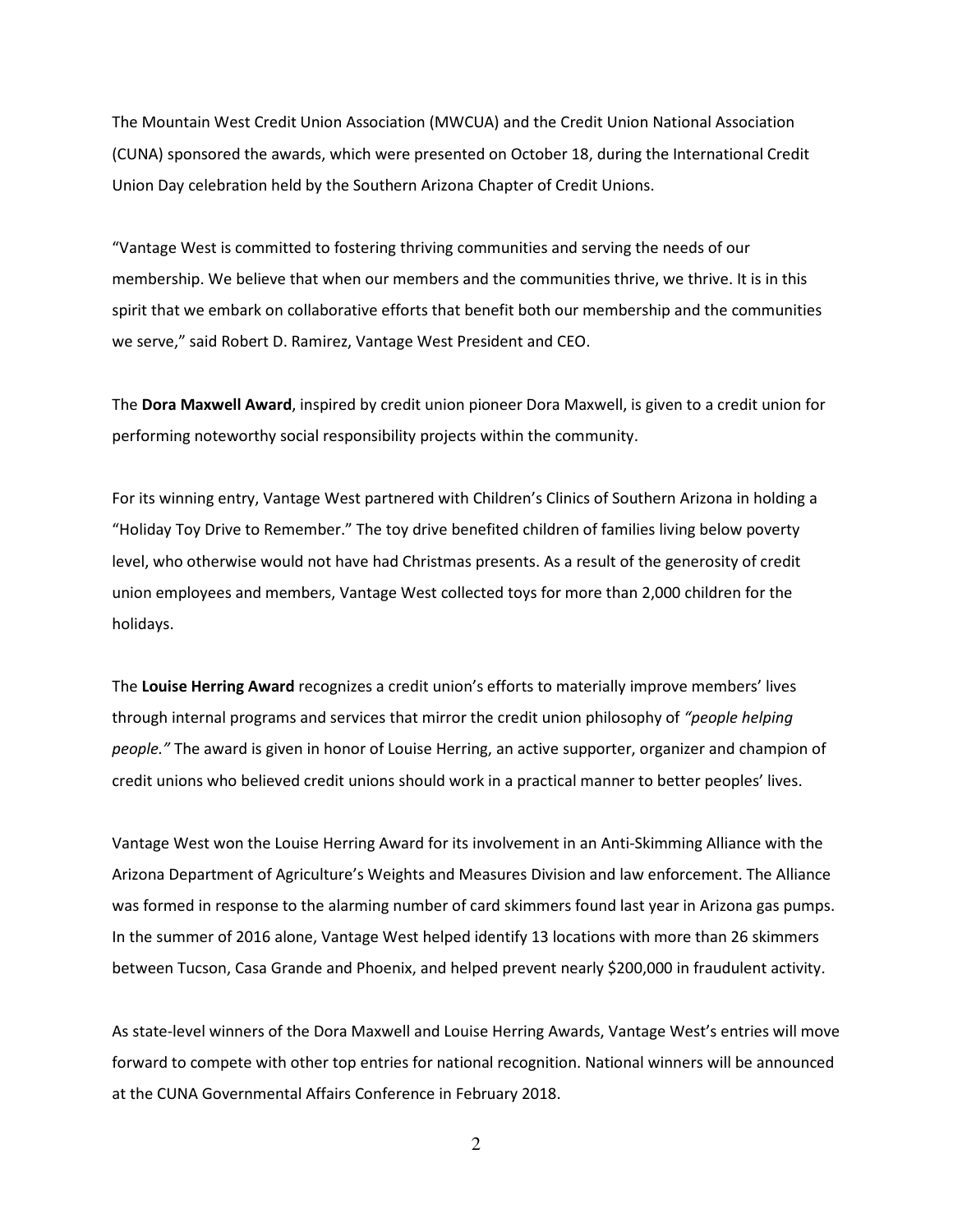The Mountain West Credit Union Association (MWCUA) and the Credit Union National Association (CUNA) sponsored the awards, which were presented on October 18, during the International Credit Union Day celebration held by the Southern Arizona Chapter of Credit Unions.

"Vantage West is committed to fostering thriving communities and serving the needs of our membership. We believe that when our members and the communities thrive, we thrive. It is in this spirit that we embark on collaborative efforts that benefit both our membership and the communities we serve," said Robert D. Ramirez, Vantage West President and CEO.

The **Dora Maxwell Award**, inspired by credit union pioneer Dora Maxwell, is given to a credit union for performing noteworthy social responsibility projects within the community.

For its winning entry, Vantage West partnered with Children's Clinics of Southern Arizona in holding a "Holiday Toy Drive to Remember." The toy drive benefited children of families living below poverty level, who otherwise would not have had Christmas presents. As a result of the generosity of credit union employees and members, Vantage West collected toys for more than 2,000 children for the holidays.

The **Louise Herring Award** recognizes a credit union's efforts to materially improve members' lives through internal programs and services that mirror the credit union philosophy of *"people helping people."* The award is given in honor of Louise Herring, an active supporter, organizer and champion of credit unions who believed credit unions should work in a practical manner to better peoples' lives.

Vantage West won the Louise Herring Award for its involvement in an Anti-Skimming Alliance with the Arizona Department of Agriculture's Weights and Measures Division and law enforcement. The Alliance was formed in response to the alarming number of card skimmers found last year in Arizona gas pumps. In the summer of 2016 alone, Vantage West helped identify 13 locations with more than 26 skimmers between Tucson, Casa Grande and Phoenix, and helped prevent nearly $200,000 in fraudulent activity.

As state-level winners of the Dora Maxwell and Louise Herring Awards, Vantage West's entries will move forward to compete with other top entries for national recognition. National winners will be announced at the CUNA Governmental Affairs Conference in February 2018.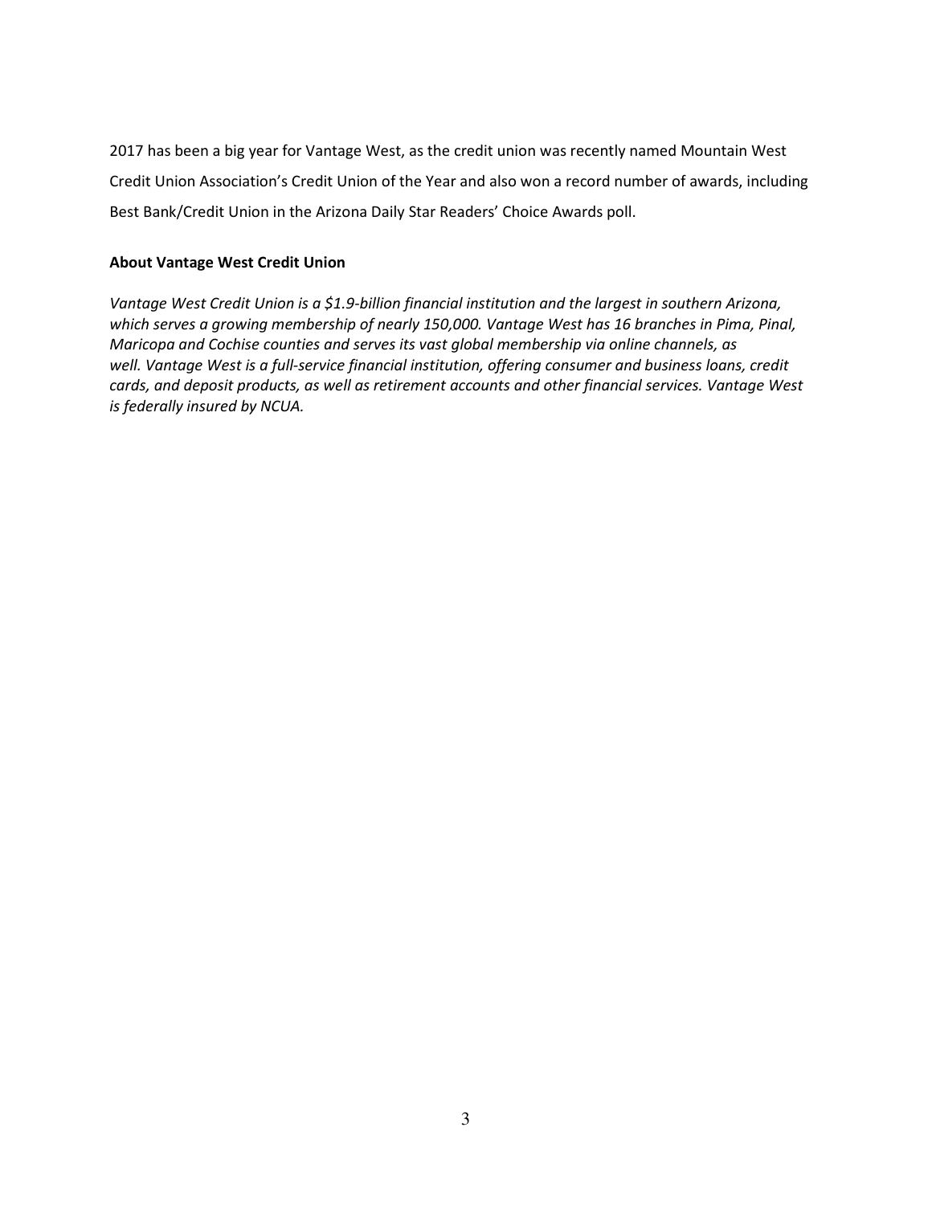2017 has been a big year for Vantage West, as the credit union was recently named Mountain West Credit Union Association's Credit Union of the Year and also won a record number of awards, including Best Bank/Credit Union in the Arizona Daily Star Readers' Choice Awards poll.

**About Vantage West Credit Union**

*Vantage West Credit Union is a $1.9-billion financial institution and the largest in southern Arizona, which serves a growing membership of nearly 150,000. Vantage West has 16 branches in Pima, Pinal, Maricopa and Cochise counties and serves its vast global membership via online channels, as well. Vantage West is a full-service financial institution, offering consumer and business loans, credit cards, and deposit products, as well as retirement accounts and other financial services. Vantage West is federally insured by NCUA.*